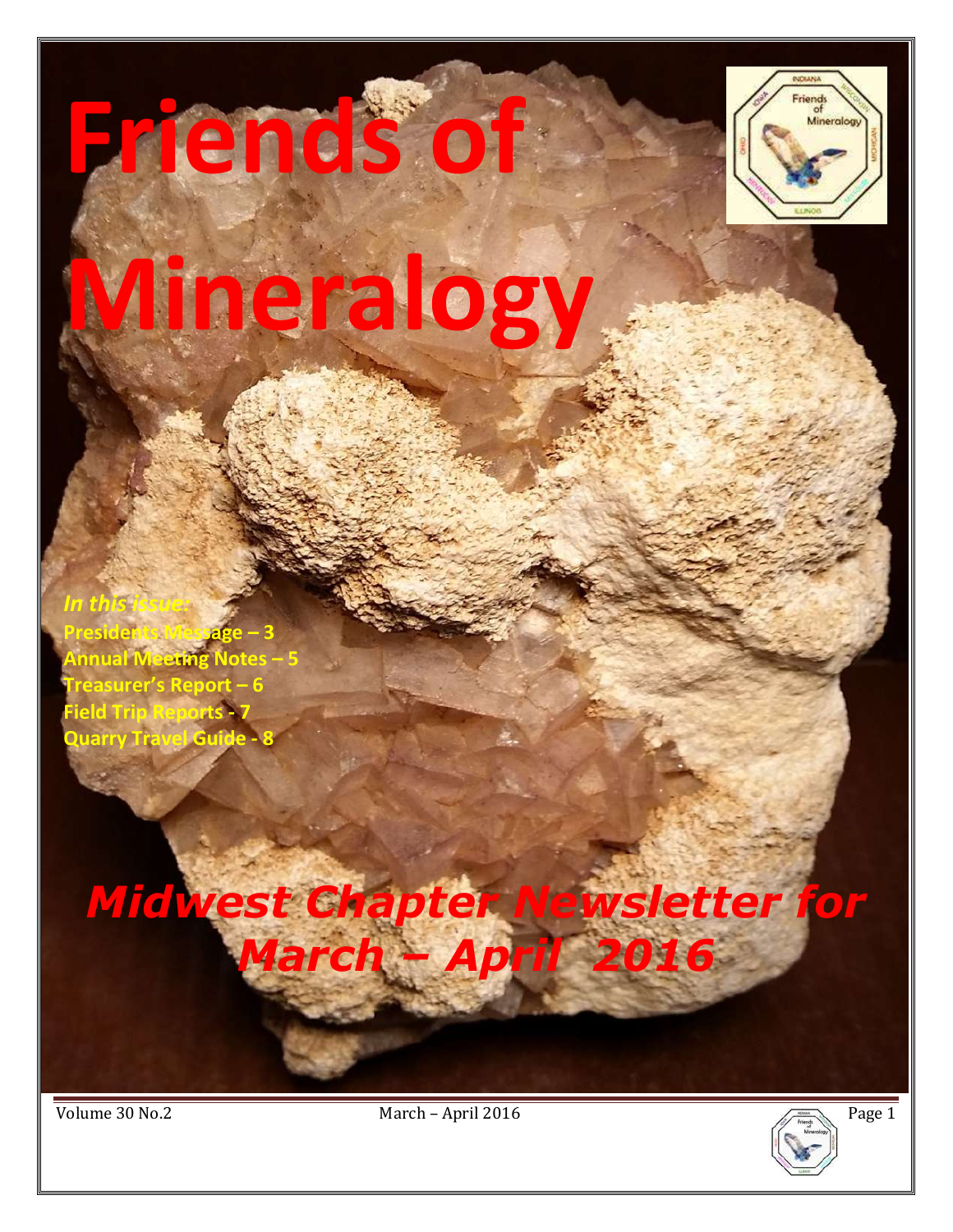# Friends of Mineralogy

*In this issue:*

**Presidents Message – 3**
**Annual Meeting Notes – 5**
**Treasurer's Report – 6**
**Field Trip Reports - 7**
**Quarry Travel Guide - 8**

## *Midwest Chapter Newsletter for March – April 2016*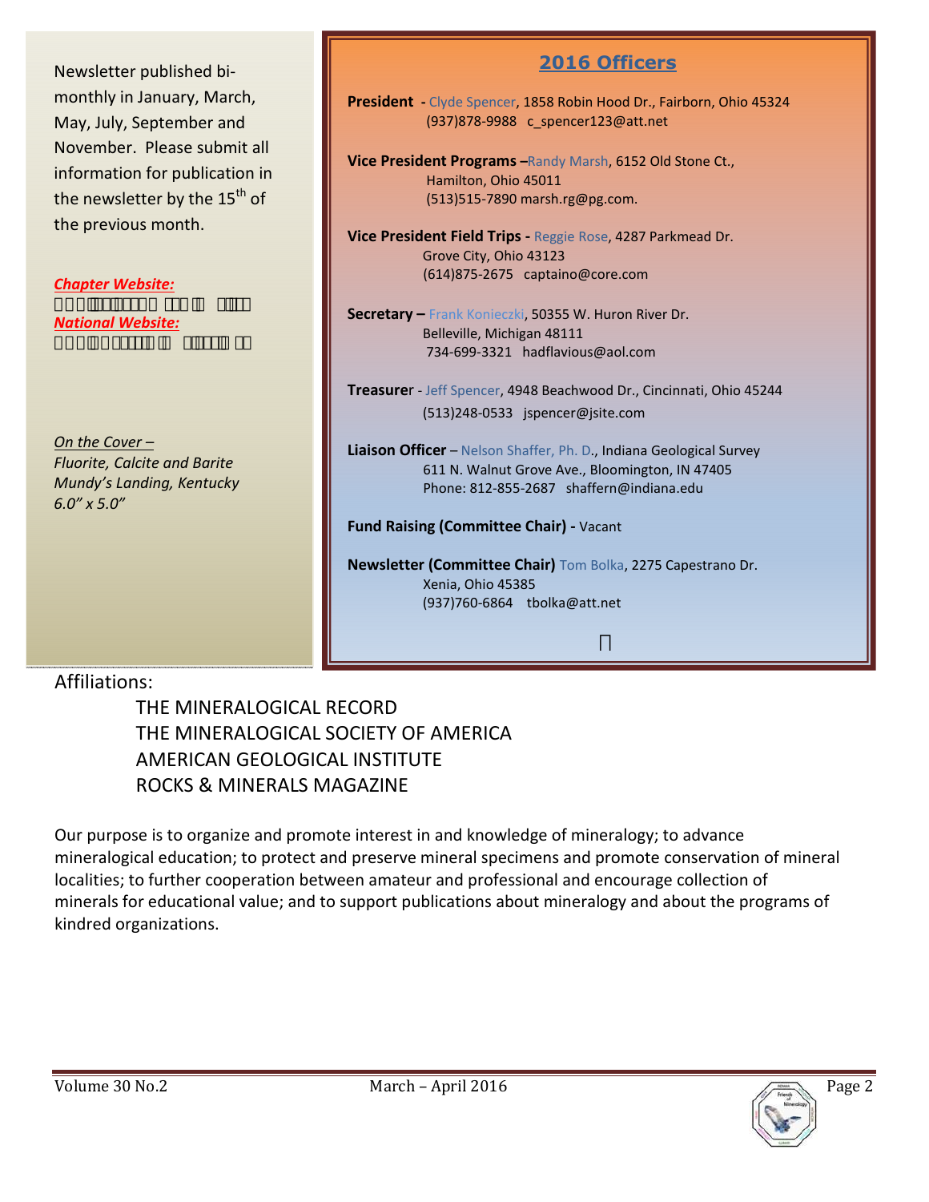Newsletter published bi-monthly in January, March, May, July, September and November. Please submit all information for publication in the newsletter by the 15th of the previous month.

***Chapter Website:***

***National Website:***

*On the Cover –*
*Fluorite, Calcite and Barite*
*Mundy's Landing, Kentucky*
*6.0" x 5.0"*

## 2016 Officers

**President -** Clyde Spencer, 1858 Robin Hood Dr., Fairborn, Ohio 45324
(937)878-9988 c_spencer123@att.net

**Vice President Programs –** Randy Marsh, 6152 Old Stone Ct., Hamilton, Ohio 45011
(513)515-7890 marsh.rg@pg.com.

**Vice President Field Trips -** Reggie Rose, 4287 Parkmead Dr. Grove City, Ohio 43123
(614)875-2675 captaino@core.com

**Secretary –** Frank Konieczki, 50355 W. Huron River Dr. Belleville, Michigan 48111
734-699-3321 hadflavious@aol.com

**Treasurer** - Jeff Spencer, 4948 Beachwood Dr., Cincinnati, Ohio 45244
(513)248-0533 jspencer@jsite.com

**Liaison Officer** – Nelson Shaffer, Ph. D., Indiana Geological Survey
611 N. Walnut Grove Ave., Bloomington, IN 47405
Phone: 812-855-2687 shaffern@indiana.edu

**Fund Raising (Committee Chair) -** Vacant

**Newsletter (Committee Chair)** Tom Bolka, 2275 Capestrano Dr. Xenia, Ohio 45385
(937)760-6864 tbolka@att.net

Affiliations:

THE MINERALOGICAL RECORD
THE MINERALOGICAL SOCIETY OF AMERICA
AMERICAN GEOLOGICAL INSTITUTE
ROCKS & MINERALS MAGAZINE

Our purpose is to organize and promote interest in and knowledge of mineralogy; to advance mineralogical education; to protect and preserve mineral specimens and promote conservation of mineral localities; to further cooperation between amateur and professional and encourage collection of minerals for educational value; and to support publications about mineralogy and about the programs of kindred organizations.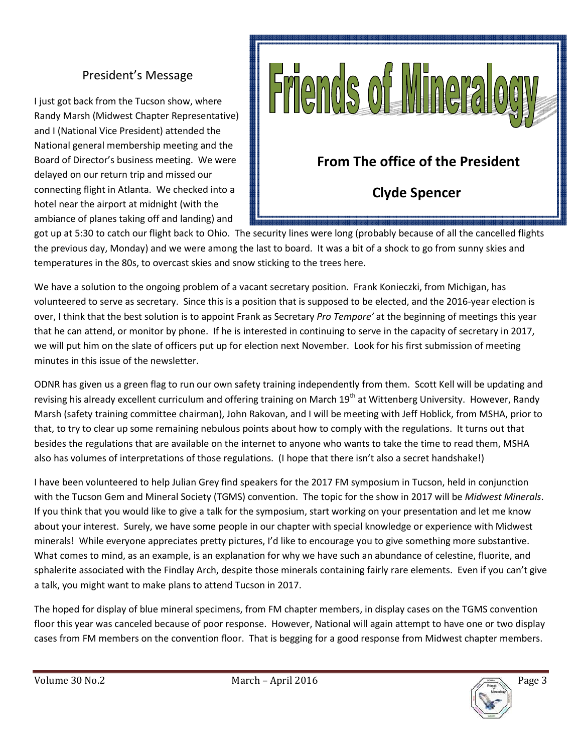## President's Message

# Friends of Mineralogy

**From The office of the President**

**Clyde Spencer**

I just got back from the Tucson show, where Randy Marsh (Midwest Chapter Representative) and I (National Vice President) attended the National general membership meeting and the Board of Director's business meeting. We were delayed on our return trip and missed our connecting flight in Atlanta. We checked into a hotel near the airport at midnight (with the ambiance of planes taking off and landing) and got up at 5:30 to catch our flight back to Ohio. The security lines were long (probably because of all the cancelled flights the previous day, Monday) and we were among the last to board. It was a bit of a shock to go from sunny skies and temperatures in the 80s, to overcast skies and snow sticking to the trees here.

We have a solution to the ongoing problem of a vacant secretary position. Frank Konieczki, from Michigan, has volunteered to serve as secretary. Since this is a position that is supposed to be elected, and the 2016-year election is over, I think that the best solution is to appoint Frank as Secretary *Pro Tempore'* at the beginning of meetings this year that he can attend, or monitor by phone. If he is interested in continuing to serve in the capacity of secretary in 2017, we will put him on the slate of officers put up for election next November. Look for his first submission of meeting minutes in this issue of the newsletter.

ODNR has given us a green flag to run our own safety training independently from them. Scott Kell will be updating and revising his already excellent curriculum and offering training on March 19th at Wittenberg University. However, Randy Marsh (safety training committee chairman), John Rakovan, and I will be meeting with Jeff Hoblick, from MSHA, prior to that, to try to clear up some remaining nebulous points about how to comply with the regulations. It turns out that besides the regulations that are available on the internet to anyone who wants to take the time to read them, MSHA also has volumes of interpretations of those regulations. (I hope that there isn't also a secret handshake!)

I have been volunteered to help Julian Grey find speakers for the 2017 FM symposium in Tucson, held in conjunction with the Tucson Gem and Mineral Society (TGMS) convention. The topic for the show in 2017 will be *Midwest Minerals*. If you think that you would like to give a talk for the symposium, start working on your presentation and let me know about your interest. Surely, we have some people in our chapter with special knowledge or experience with Midwest minerals! While everyone appreciates pretty pictures, I'd like to encourage you to give something more substantive. What comes to mind, as an example, is an explanation for why we have such an abundance of celestine, fluorite, and sphalerite associated with the Findlay Arch, despite those minerals containing fairly rare elements. Even if you can't give a talk, you might want to make plans to attend Tucson in 2017.

The hoped for display of blue mineral specimens, from FM chapter members, in display cases on the TGMS convention floor this year was canceled because of poor response. However, National will again attempt to have one or two display cases from FM members on the convention floor. That is begging for a good response from Midwest chapter members.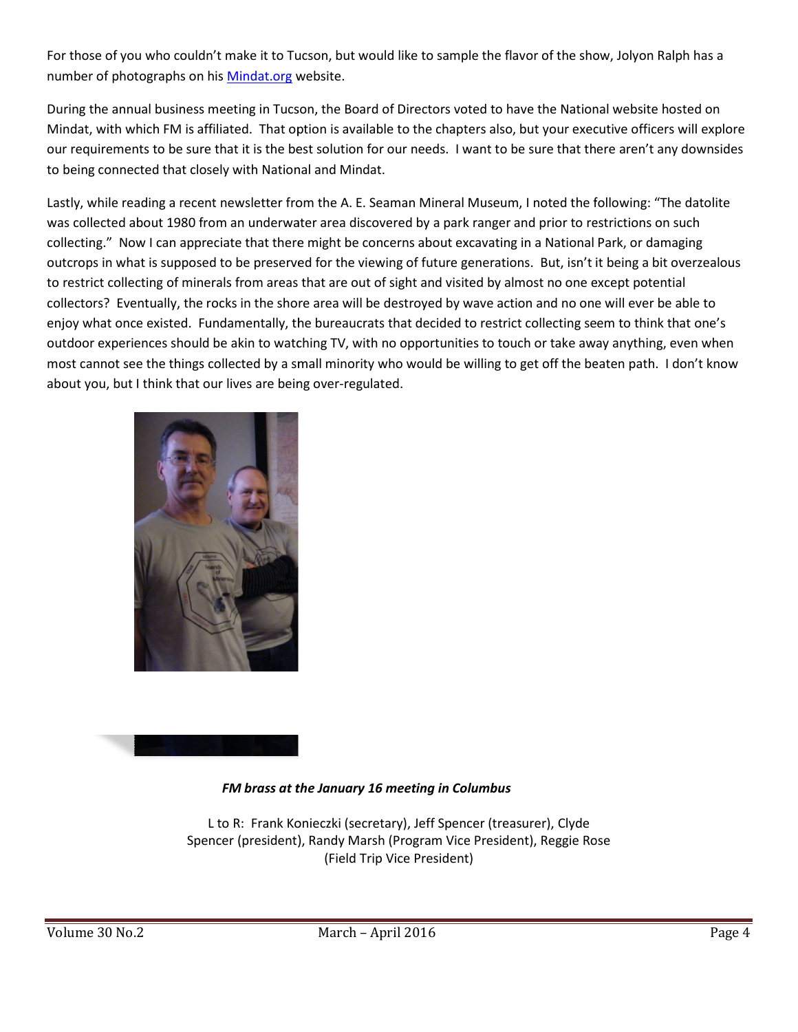For those of you who couldn't make it to Tucson, but would like to sample the flavor of the show, Jolyon Ralph has a number of photographs on his [Mindat.org](Mindat.org) website.

During the annual business meeting in Tucson, the Board of Directors voted to have the National website hosted on Mindat, with which FM is affiliated. That option is available to the chapters also, but your executive officers will explore our requirements to be sure that it is the best solution for our needs. I want to be sure that there aren't any downsides to being connected that closely with National and Mindat.

Lastly, while reading a recent newsletter from the A. E. Seaman Mineral Museum, I noted the following: "The datolite was collected about 1980 from an underwater area discovered by a park ranger and prior to restrictions on such collecting." Now I can appreciate that there might be concerns about excavating in a National Park, or damaging outcrops in what is supposed to be preserved for the viewing of future generations. But, isn't it being a bit overzealous to restrict collecting of minerals from areas that are out of sight and visited by almost no one except potential collectors? Eventually, the rocks in the shore area will be destroyed by wave action and no one will ever be able to enjoy what once existed. Fundamentally, the bureaucrats that decided to restrict collecting seem to think that one's outdoor experiences should be akin to watching TV, with no opportunities to touch or take away anything, even when most cannot see the things collected by a small minority who would be willing to get off the beaten path. I don't know about you, but I think that our lives are being over-regulated.

***FM brass at the January 16 meeting in Columbus***

L to R: Frank Konieczki (secretary), Jeff Spencer (treasurer), Clyde Spencer (president), Randy Marsh (Program Vice President), Reggie Rose (Field Trip Vice President)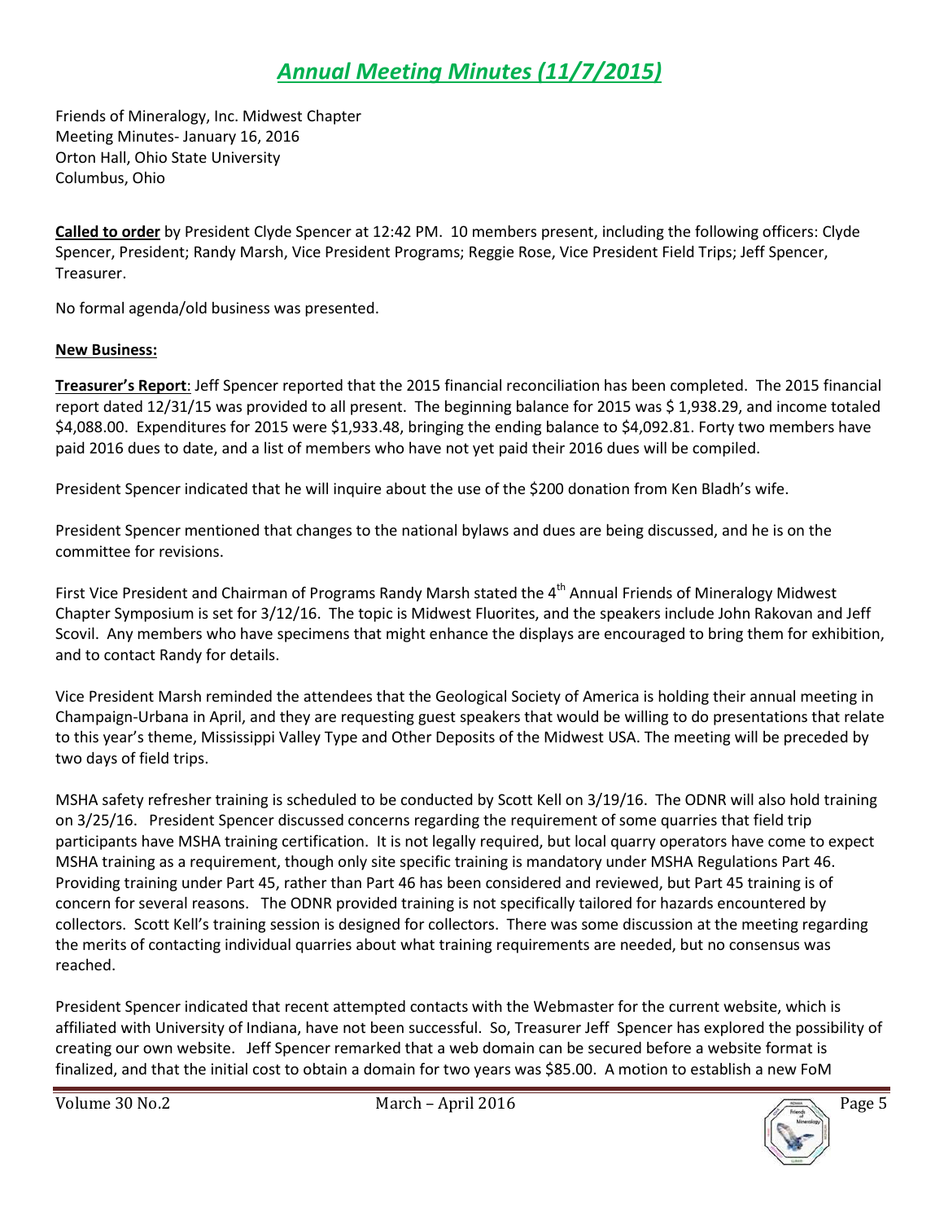# ***Annual Meeting Minutes (11/7/2015)***

Friends of Mineralogy, Inc. Midwest Chapter
Meeting Minutes- January 16, 2016
Orton Hall, Ohio State University
Columbus, Ohio

**Called to order** by President Clyde Spencer at 12:42 PM. 10 members present, including the following officers: Clyde Spencer, President; Randy Marsh, Vice President Programs; Reggie Rose, Vice President Field Trips; Jeff Spencer, Treasurer.

No formal agenda/old business was presented.

**New Business:**

**Treasurer's Report**: Jeff Spencer reported that the 2015 financial reconciliation has been completed. The 2015 financial report dated 12/31/15 was provided to all present. The beginning balance for 2015 was $ 1,938.29, and income totaled $4,088.00. Expenditures for 2015 were $1,933.48, bringing the ending balance to $4,092.81. Forty two members have paid 2016 dues to date, and a list of members who have not yet paid their 2016 dues will be compiled.

President Spencer indicated that he will inquire about the use of the $200 donation from Ken Bladh's wife.

President Spencer mentioned that changes to the national bylaws and dues are being discussed, and he is on the committee for revisions.

First Vice President and Chairman of Programs Randy Marsh stated the 4th Annual Friends of Mineralogy Midwest Chapter Symposium is set for 3/12/16. The topic is Midwest Fluorites, and the speakers include John Rakovan and Jeff Scovil. Any members who have specimens that might enhance the displays are encouraged to bring them for exhibition, and to contact Randy for details.

Vice President Marsh reminded the attendees that the Geological Society of America is holding their annual meeting in Champaign-Urbana in April, and they are requesting guest speakers that would be willing to do presentations that relate to this year's theme, Mississippi Valley Type and Other Deposits of the Midwest USA. The meeting will be preceded by two days of field trips.

MSHA safety refresher training is scheduled to be conducted by Scott Kell on 3/19/16. The ODNR will also hold training on 3/25/16. President Spencer discussed concerns regarding the requirement of some quarries that field trip participants have MSHA training certification. It is not legally required, but local quarry operators have come to expect MSHA training as a requirement, though only site specific training is mandatory under MSHA Regulations Part 46. Providing training under Part 45, rather than Part 46 has been considered and reviewed, but Part 45 training is of concern for several reasons. The ODNR provided training is not specifically tailored for hazards encountered by collectors. Scott Kell's training session is designed for collectors. There was some discussion at the meeting regarding the merits of contacting individual quarries about what training requirements are needed, but no consensus was reached.

President Spencer indicated that recent attempted contacts with the Webmaster for the current website, which is affiliated with University of Indiana, have not been successful. So, Treasurer Jeff Spencer has explored the possibility of creating our own website. Jeff Spencer remarked that a web domain can be secured before a website format is finalized, and that the initial cost to obtain a domain for two years was $85.00. A motion to establish a new FoM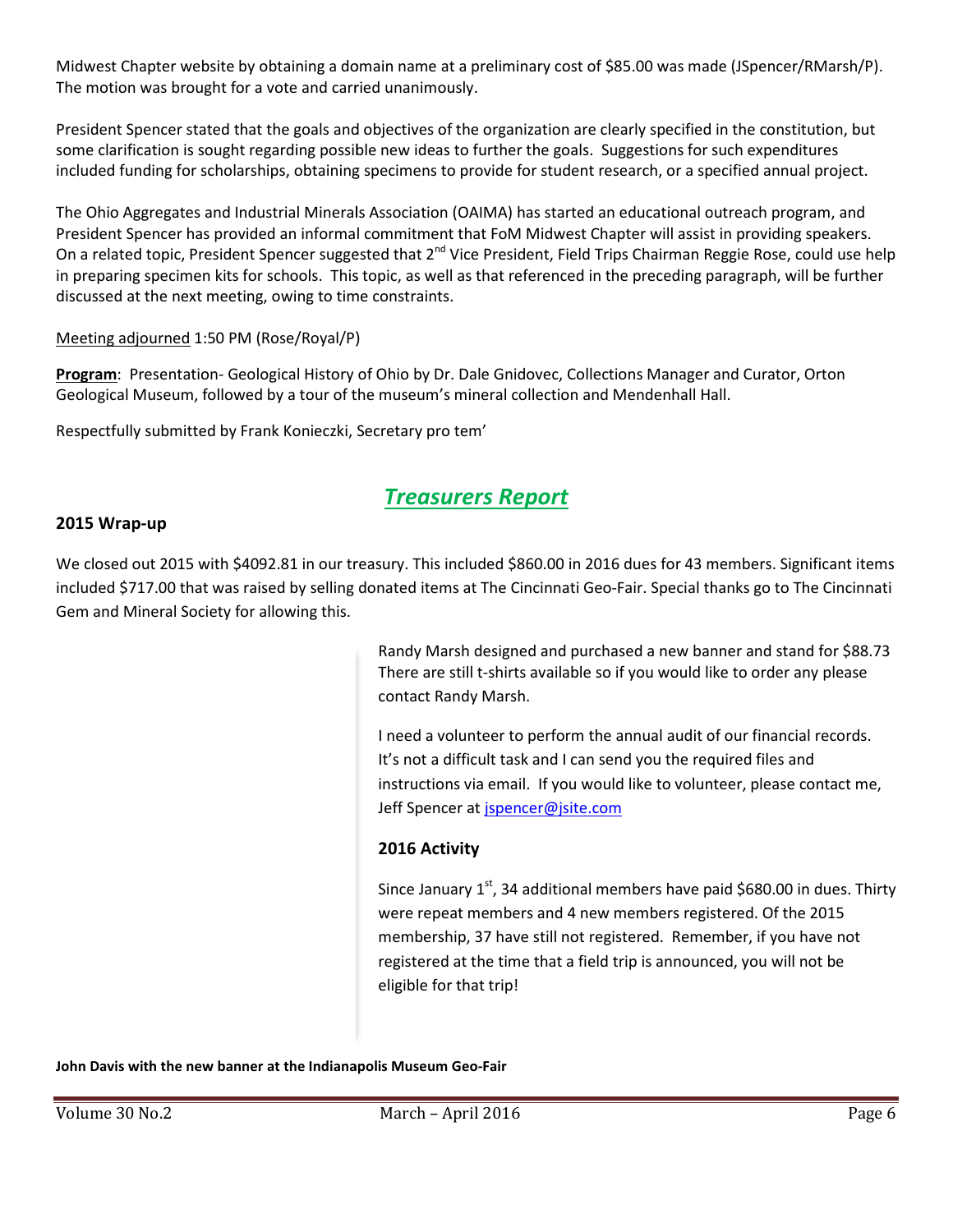Midwest Chapter website by obtaining a domain name at a preliminary cost of $85.00 was made (JSpencer/RMarsh/P). The motion was brought for a vote and carried unanimously.

President Spencer stated that the goals and objectives of the organization are clearly specified in the constitution, but some clarification is sought regarding possible new ideas to further the goals. Suggestions for such expenditures included funding for scholarships, obtaining specimens to provide for student research, or a specified annual project.

The Ohio Aggregates and Industrial Minerals Association (OAIMA) has started an educational outreach program, and President Spencer has provided an informal commitment that FoM Midwest Chapter will assist in providing speakers. On a related topic, President Spencer suggested that 2nd Vice President, Field Trips Chairman Reggie Rose, could use help in preparing specimen kits for schools. This topic, as well as that referenced in the preceding paragraph, will be further discussed at the next meeting, owing to time constraints.

Meeting adjourned 1:50 PM (Rose/Royal/P)

**Program**: Presentation- Geological History of Ohio by Dr. Dale Gnidovec, Collections Manager and Curator, Orton Geological Museum, followed by a tour of the museum's mineral collection and Mendenhall Hall.

Respectfully submitted by Frank Konieczki, Secretary pro tem'

# *Treasurers Report*

## 2015 Wrap-up

We closed out 2015 with $4092.81 in our treasury. This included $860.00 in 2016 dues for 43 members. Significant items included $717.00 that was raised by selling donated items at The Cincinnati Geo-Fair. Special thanks go to The Cincinnati Gem and Mineral Society for allowing this.

Randy Marsh designed and purchased a new banner and stand for $88.73 There are still t-shirts available so if you would like to order any please contact Randy Marsh.

I need a volunteer to perform the annual audit of our financial records. It's not a difficult task and I can send you the required files and instructions via email. If you would like to volunteer, please contact me, Jeff Spencer at jspencer@jsite.com

## 2016 Activity

Since January 1st, 34 additional members have paid $680.00 in dues. Thirty were repeat members and 4 new members registered. Of the 2015 membership, 37 have still not registered. Remember, if you have not registered at the time that a field trip is announced, you will not be eligible for that trip!

**John Davis with the new banner at the Indianapolis Museum Geo-Fair**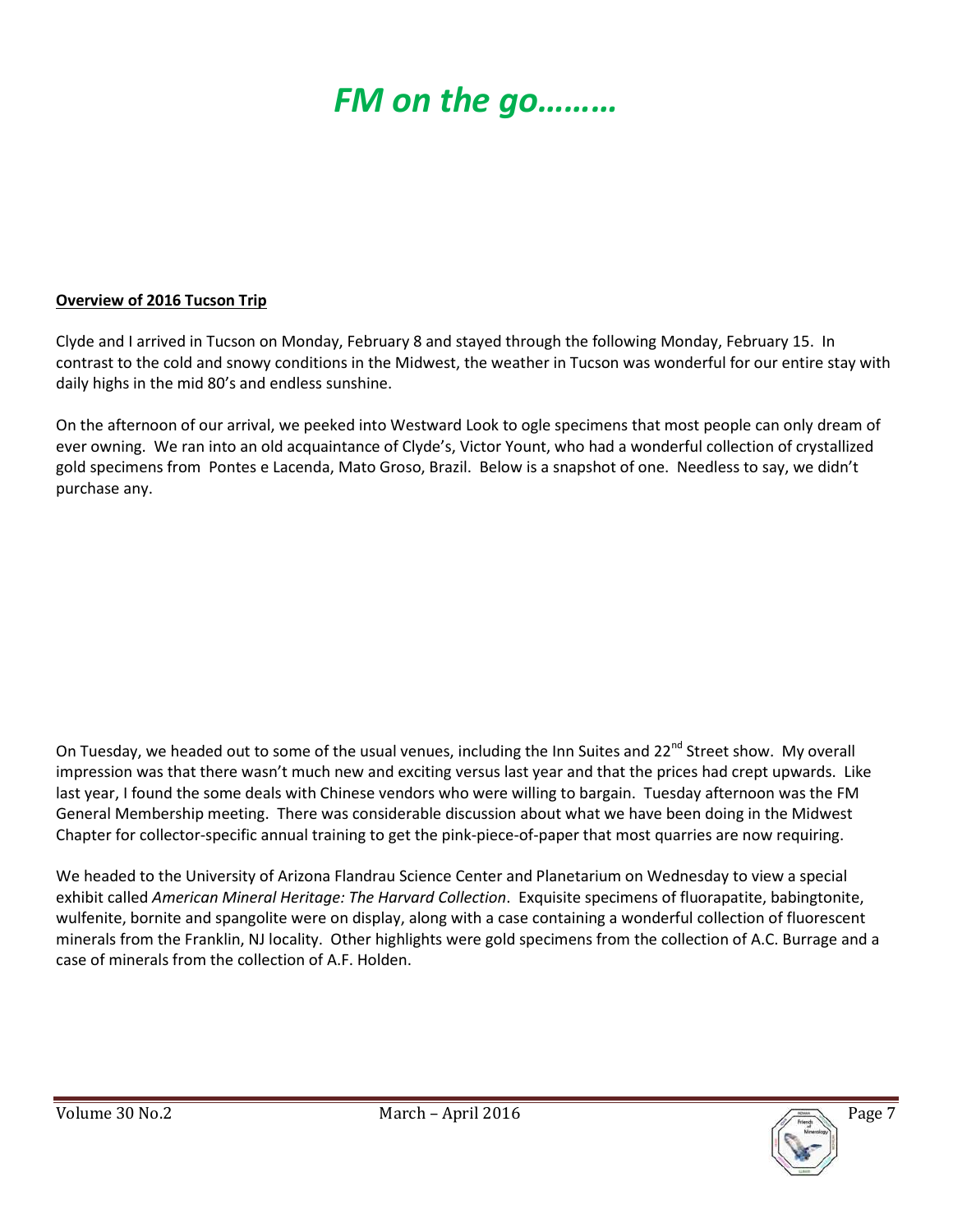# *FM on the go………*

**Overview of 2016 Tucson Trip**

Clyde and I arrived in Tucson on Monday, February 8 and stayed through the following Monday, February 15. In contrast to the cold and snowy conditions in the Midwest, the weather in Tucson was wonderful for our entire stay with daily highs in the mid 80's and endless sunshine.

On the afternoon of our arrival, we peeked into Westward Look to ogle specimens that most people can only dream of ever owning. We ran into an old acquaintance of Clyde's, Victor Yount, who had a wonderful collection of crystallized gold specimens from Pontes e Lacenda, Mato Groso, Brazil. Below is a snapshot of one. Needless to say, we didn't purchase any.

On Tuesday, we headed out to some of the usual venues, including the Inn Suites and 22nd Street show. My overall impression was that there wasn't much new and exciting versus last year and that the prices had crept upwards. Like last year, I found the some deals with Chinese vendors who were willing to bargain. Tuesday afternoon was the FM General Membership meeting. There was considerable discussion about what we have been doing in the Midwest Chapter for collector-specific annual training to get the pink-piece-of-paper that most quarries are now requiring.

We headed to the University of Arizona Flandrau Science Center and Planetarium on Wednesday to view a special exhibit called *American Mineral Heritage: The Harvard Collection*. Exquisite specimens of fluorapatite, babingtonite, wulfenite, bornite and spangolite were on display, along with a case containing a wonderful collection of fluorescent minerals from the Franklin, NJ locality. Other highlights were gold specimens from the collection of A.C. Burrage and a case of minerals from the collection of A.F. Holden.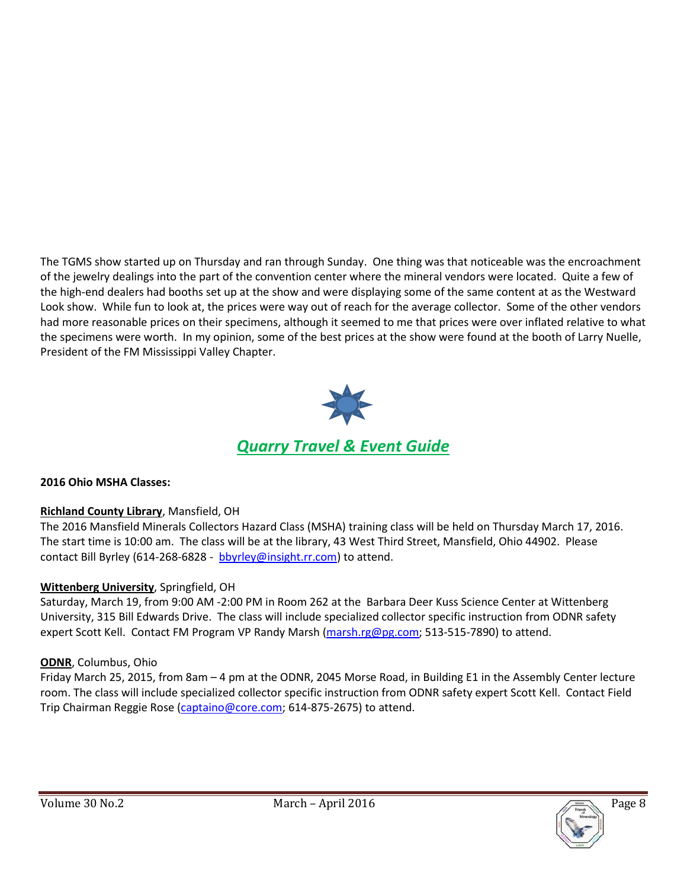The TGMS show started up on Thursday and ran through Sunday. One thing was that noticeable was the encroachment of the jewelry dealings into the part of the convention center where the mineral vendors were located. Quite a few of the high-end dealers had booths set up at the show and were displaying some of the same content at as the Westward Look show. While fun to look at, the prices were way out of reach for the average collector. Some of the other vendors had more reasonable prices on their specimens, although it seemed to me that prices were over inflated relative to what the specimens were worth. In my opinion, some of the best prices at the show were found at the booth of Larry Nuelle, President of the FM Mississippi Valley Chapter.

## ***Quarry Travel & Event Guide***

**2016 Ohio MSHA Classes:**

**Richland County Library**, Mansfield, OH
The 2016 Mansfield Minerals Collectors Hazard Class (MSHA) training class will be held on Thursday March 17, 2016. The start time is 10:00 am. The class will be at the library, 43 West Third Street, Mansfield, Ohio 44902. Please contact Bill Byrley (614-268-6828 - bbyrley@insight.rr.com) to attend.

**Wittenberg University**, Springfield, OH
Saturday, March 19, from 9:00 AM -2:00 PM in Room 262 at the Barbara Deer Kuss Science Center at Wittenberg University, 315 Bill Edwards Drive. The class will include specialized collector specific instruction from ODNR safety expert Scott Kell. Contact FM Program VP Randy Marsh (marsh.rg@pg.com; 513-515-7890) to attend.

**ODNR**, Columbus, Ohio
Friday March 25, 2015, from 8am – 4 pm at the ODNR, 2045 Morse Road, in Building E1 in the Assembly Center lecture room. The class will include specialized collector specific instruction from ODNR safety expert Scott Kell. Contact Field Trip Chairman Reggie Rose (captaino@core.com; 614-875-2675) to attend.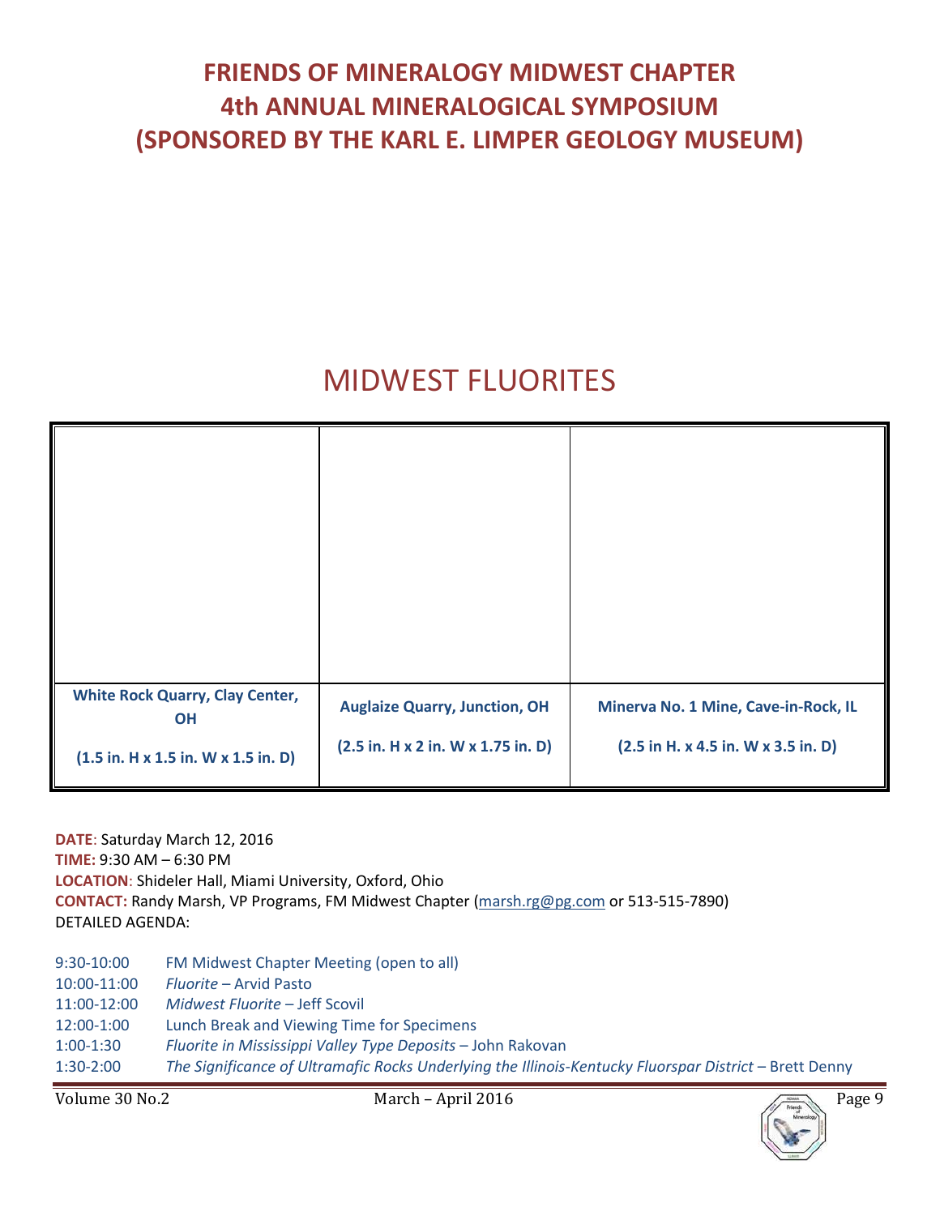# FRIENDS OF MINERALOGY MIDWEST CHAPTER
# 4th ANNUAL MINERALOGICAL SYMPOSIUM
# (SPONSORED BY THE KARL E. LIMPER GEOLOGY MUSEUM)

## MIDWEST FLUORITES

| | | |
|---|---|---|
| **White Rock Quarry, Clay Center, OH** (1.5 in. H x 1.5 in. W x 1.5 in. D) | **Auglaize Quarry, Junction, OH** (2.5 in. H x 2 in. W x 1.75 in. D) | **Minerva No. 1 Mine, Cave-in-Rock, IL** (2.5 in H. x 4.5 in. W x 3.5 in. D) |

**DATE**: Saturday March 12, 2016
**TIME:** 9:30 AM – 6:30 PM
**LOCATION**: Shideler Hall, Miami University, Oxford, Ohio
**CONTACT:** Randy Marsh, VP Programs, FM Midwest Chapter (marsh.rg@pg.com or 513-515-7890)
DETAILED AGENDA:

9:30-10:00 FM Midwest Chapter Meeting (open to all)
10:00-11:00 *Fluorite* – Arvid Pasto
11:00-12:00 *Midwest Fluorite* – Jeff Scovil
12:00-1:00 Lunch Break and Viewing Time for Specimens
1:00-1:30 *Fluorite in Mississippi Valley Type Deposits* – John Rakovan
1:30-2:00 *The Significance of Ultramafic Rocks Underlying the Illinois-Kentucky Fluorspar District* – Brett Denny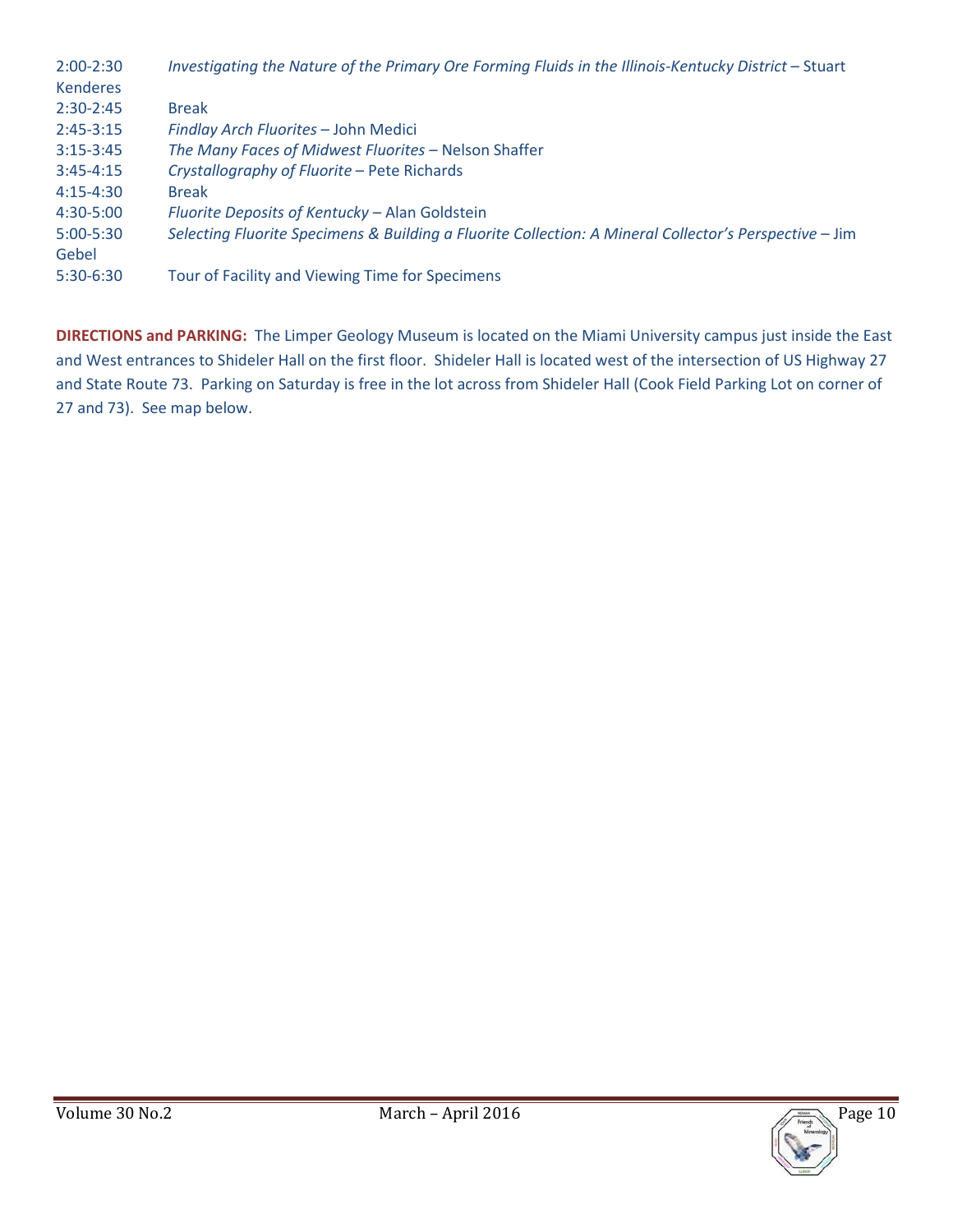2:00-2:30 *Investigating the Nature of the Primary Ore Forming Fluids in the Illinois-Kentucky District* – Stuart Kenderes
2:30-2:45 Break
2:45-3:15 *Findlay Arch Fluorites* – John Medici
3:15-3:45 *The Many Faces of Midwest Fluorites* – Nelson Shaffer
3:45-4:15 *Crystallography of Fluorite* – Pete Richards
4:15-4:30 Break
4:30-5:00 *Fluorite Deposits of Kentucky* – Alan Goldstein
5:00-5:30 *Selecting Fluorite Specimens & Building a Fluorite Collection: A Mineral Collector's Perspective* – Jim Gebel
5:30-6:30 Tour of Facility and Viewing Time for Specimens

**DIRECTIONS and PARKING:** The Limper Geology Museum is located on the Miami University campus just inside the East and West entrances to Shideler Hall on the first floor. Shideler Hall is located west of the intersection of US Highway 27 and State Route 73. Parking on Saturday is free in the lot across from Shideler Hall (Cook Field Parking Lot on corner of 27 and 73). See map below.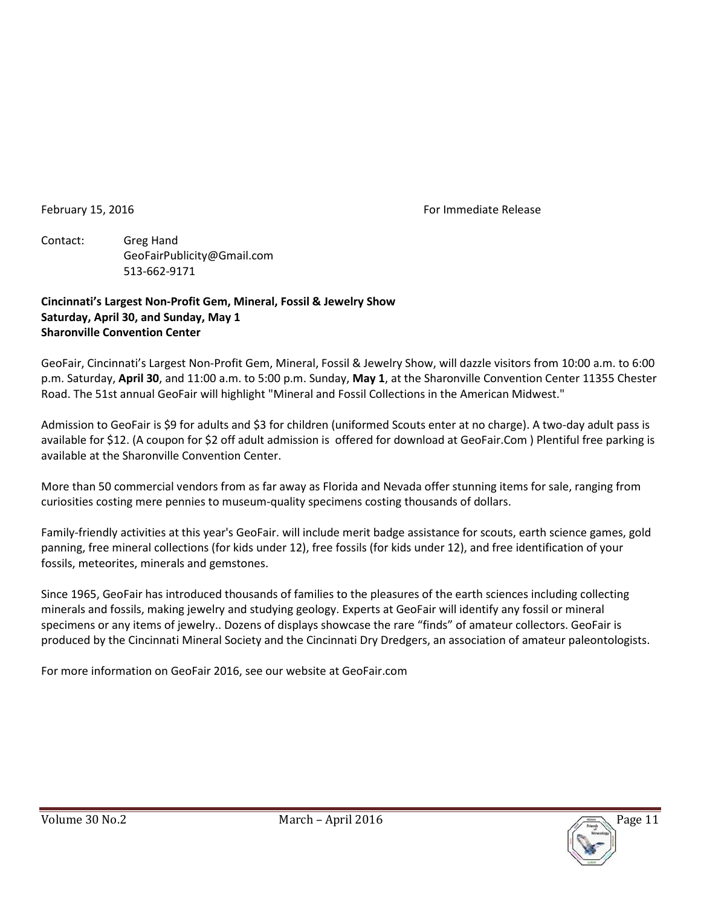February 15, 2016 For Immediate Release

Contact: Greg Hand
GeoFairPublicity@Gmail.com
513-662-9171

**Cincinnati's Largest Non-Profit Gem, Mineral, Fossil & Jewelry Show**
**Saturday, April 30, and Sunday, May 1**
**Sharonville Convention Center**

GeoFair, Cincinnati's Largest Non-Profit Gem, Mineral, Fossil & Jewelry Show, will dazzle visitors from 10:00 a.m. to 6:00 p.m. Saturday, **April 30**, and 11:00 a.m. to 5:00 p.m. Sunday, **May 1**, at the Sharonville Convention Center 11355 Chester Road. The 51st annual GeoFair will highlight "Mineral and Fossil Collections in the American Midwest."

Admission to GeoFair is $9 for adults and $3 for children (uniformed Scouts enter at no charge). A two-day adult pass is available for $12. (A coupon for $2 off adult admission is offered for download at GeoFair.Com ) Plentiful free parking is available at the Sharonville Convention Center.

More than 50 commercial vendors from as far away as Florida and Nevada offer stunning items for sale, ranging from curiosities costing mere pennies to museum-quality specimens costing thousands of dollars.

Family-friendly activities at this year's GeoFair. will include merit badge assistance for scouts, earth science games, gold panning, free mineral collections (for kids under 12), free fossils (for kids under 12), and free identification of your fossils, meteorites, minerals and gemstones.

Since 1965, GeoFair has introduced thousands of families to the pleasures of the earth sciences including collecting minerals and fossils, making jewelry and studying geology. Experts at GeoFair will identify any fossil or mineral specimens or any items of jewelry.. Dozens of displays showcase the rare "finds" of amateur collectors. GeoFair is produced by the Cincinnati Mineral Society and the Cincinnati Dry Dredgers, an association of amateur paleontologists.

For more information on GeoFair 2016, see our website at GeoFair.com